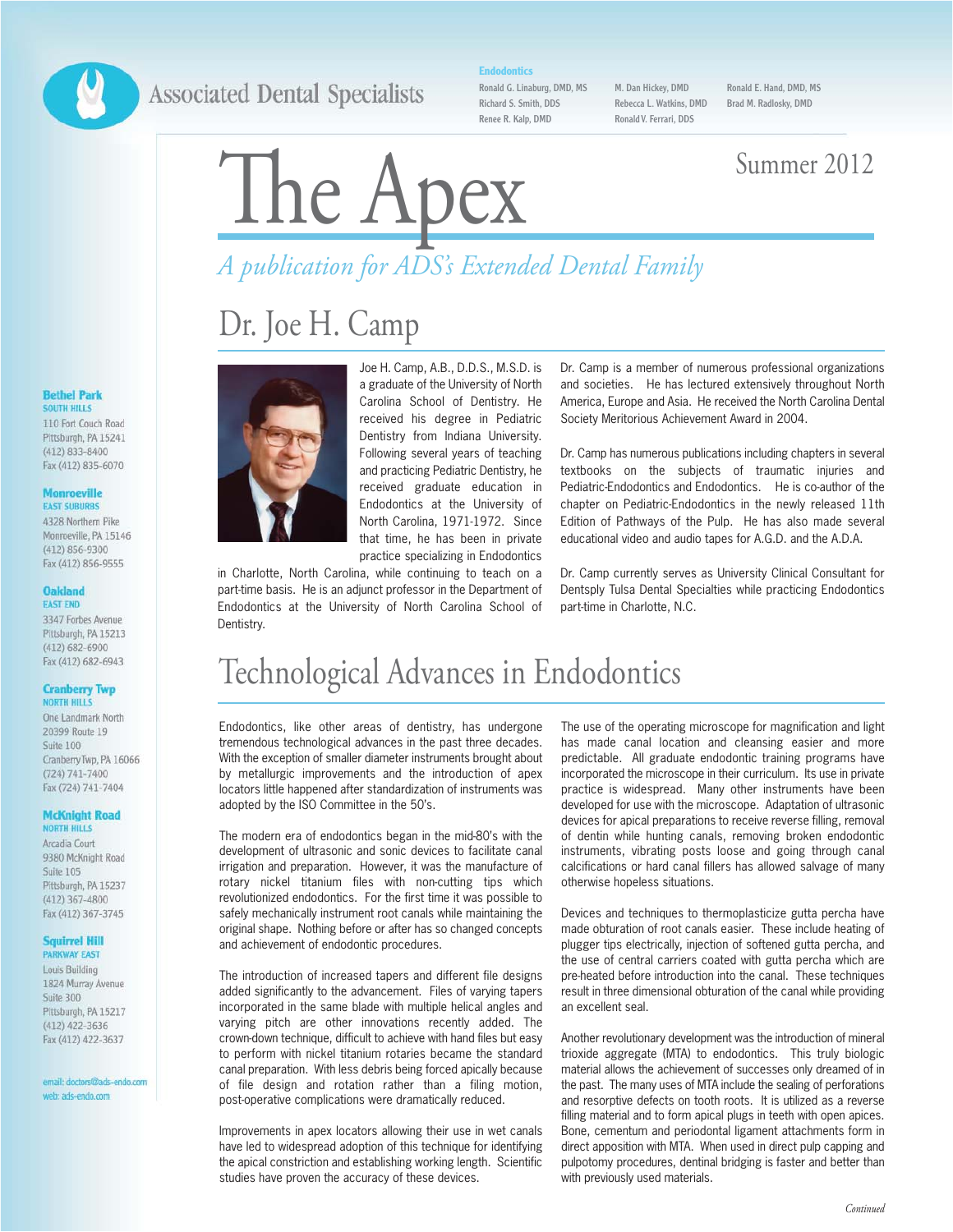Associated Dental Specialists

**Endodontics**

Ronald G. Linaburg, DMD, MS
Richard S. Smith, DDS
Renee R. Kalp, DMD
M. Dan Hickey, DMD
Rebecca L. Watkins, DMD
Ronald V. Ferrari, DDS
Ronald E. Hand, DMD, MS
Brad M. Radlosky, DMD

# The Apex

Summer 2012

*A publication for ADS's Extended Dental Family*

**Bethel Park**
SOUTH HILLS
110 Fort Couch Road
Pittsburgh, PA 15241
(412) 833-8400
Fax (412) 835-6070

**Monroeville**
EAST SUBURBS
4328 Northern Pike
Monroeville, PA 15146
(412) 856-9300
Fax (412) 856-9555

**Oakland**
EAST END
3347 Forbes Avenue
Pittsburgh, PA 15213
(412) 682-6900
Fax (412) 682-6943

**Cranberry Twp**
NORTH HILLS
One Landmark North
20399 Route 19
Suite 100
Cranberry Twp, PA 16066
(724) 741-7400
Fax (724) 741-7404

**McKnight Road**
NORTH HILLS
Arcadia Court
9380 McKnight Road
Suite 105
Pittsburgh, PA 15237
(412) 367-4800
Fax (412) 367-3745

**Squirrel Hill**
PARKWAY EAST
Louis Building
1824 Murray Avenue
Suite 300
Pittsburgh, PA 15217
(412) 422-3636
Fax (412) 422-3637

email: doctors@ads-endo.com
web: ads-endo.com

## Dr. Joe H. Camp

Joe H. Camp, A.B., D.D.S., M.S.D. is a graduate of the University of North Carolina School of Dentistry. He received his degree in Pediatric Dentistry from Indiana University. Following several years of teaching and practicing Pediatric Dentistry, he received graduate education in Endodontics at the University of North Carolina, 1971-1972. Since that time, he has been in private practice specializing in Endodontics in Charlotte, North Carolina, while continuing to teach on a part-time basis. He is an adjunct professor in the Department of Endodontics at the University of North Carolina School of Dentistry.

Dr. Camp is a member of numerous professional organizations and societies. He has lectured extensively throughout North America, Europe and Asia. He received the North Carolina Dental Society Meritorious Achievement Award in 2004.

Dr. Camp has numerous publications including chapters in several textbooks on the subjects of traumatic injuries and Pediatric-Endodontics and Endodontics. He is co-author of the chapter on Pediatric-Endodontics in the newly released 11th Edition of Pathways of the Pulp. He has also made several educational video and audio tapes for A.G.D. and the A.D.A.

Dr. Camp currently serves as University Clinical Consultant for Dentsply Tulsa Dental Specialties while practicing Endodontics part-time in Charlotte, N.C.

## Technological Advances in Endodontics

Endodontics, like other areas of dentistry, has undergone tremendous technological advances in the past three decades. With the exception of smaller diameter instruments brought about by metallurgic improvements and the introduction of apex locators little happened after standardization of instruments was adopted by the ISO Committee in the 50's.

The modern era of endodontics began in the mid-80's with the development of ultrasonic and sonic devices to facilitate canal irrigation and preparation. However, it was the manufacture of rotary nickel titanium files with non-cutting tips which revolutionized endodontics. For the first time it was possible to safely mechanically instrument root canals while maintaining the original shape. Nothing before or after has so changed concepts and achievement of endodontic procedures.

The introduction of increased tapers and different file designs added significantly to the advancement. Files of varying tapers incorporated in the same blade with multiple helical angles and varying pitch are other innovations recently added. The crown-down technique, difficult to achieve with hand files but easy to perform with nickel titanium rotaries became the standard canal preparation. With less debris being forced apically because of file design and rotation rather than a filing motion, post-operative complications were dramatically reduced.

Improvements in apex locators allowing their use in wet canals have led to widespread adoption of this technique for identifying the apical constriction and establishing working length. Scientific studies have proven the accuracy of these devices.

The use of the operating microscope for magnification and light has made canal location and cleansing easier and more predictable. All graduate endodontic training programs have incorporated the microscope in their curriculum. Its use in private practice is widespread. Many other instruments have been developed for use with the microscope. Adaptation of ultrasonic devices for apical preparations to receive reverse filling, removal of dentin while hunting canals, removing broken endodontic instruments, vibrating posts loose and going through canal calcifications or hard canal fillers has allowed salvage of many otherwise hopeless situations.

Devices and techniques to thermoplasticize gutta percha have made obturation of root canals easier. These include heating of plugger tips electrically, injection of softened gutta percha, and the use of central carriers coated with gutta percha which are pre-heated before introduction into the canal. These techniques result in three dimensional obturation of the canal while providing an excellent seal.

Another revolutionary development was the introduction of mineral trioxide aggregate (MTA) to endodontics. This truly biologic material allows the achievement of successes only dreamed of in the past. The many uses of MTA include the sealing of perforations and resorptive defects on tooth roots. It is utilized as a reverse filling material and to form apical plugs in teeth with open apices. Bone, cementum and periodontal ligament attachments form in direct apposition with MTA. When used in direct pulp capping and pulpotomy procedures, dentinal bridging is faster and better than with previously used materials.

*Continued*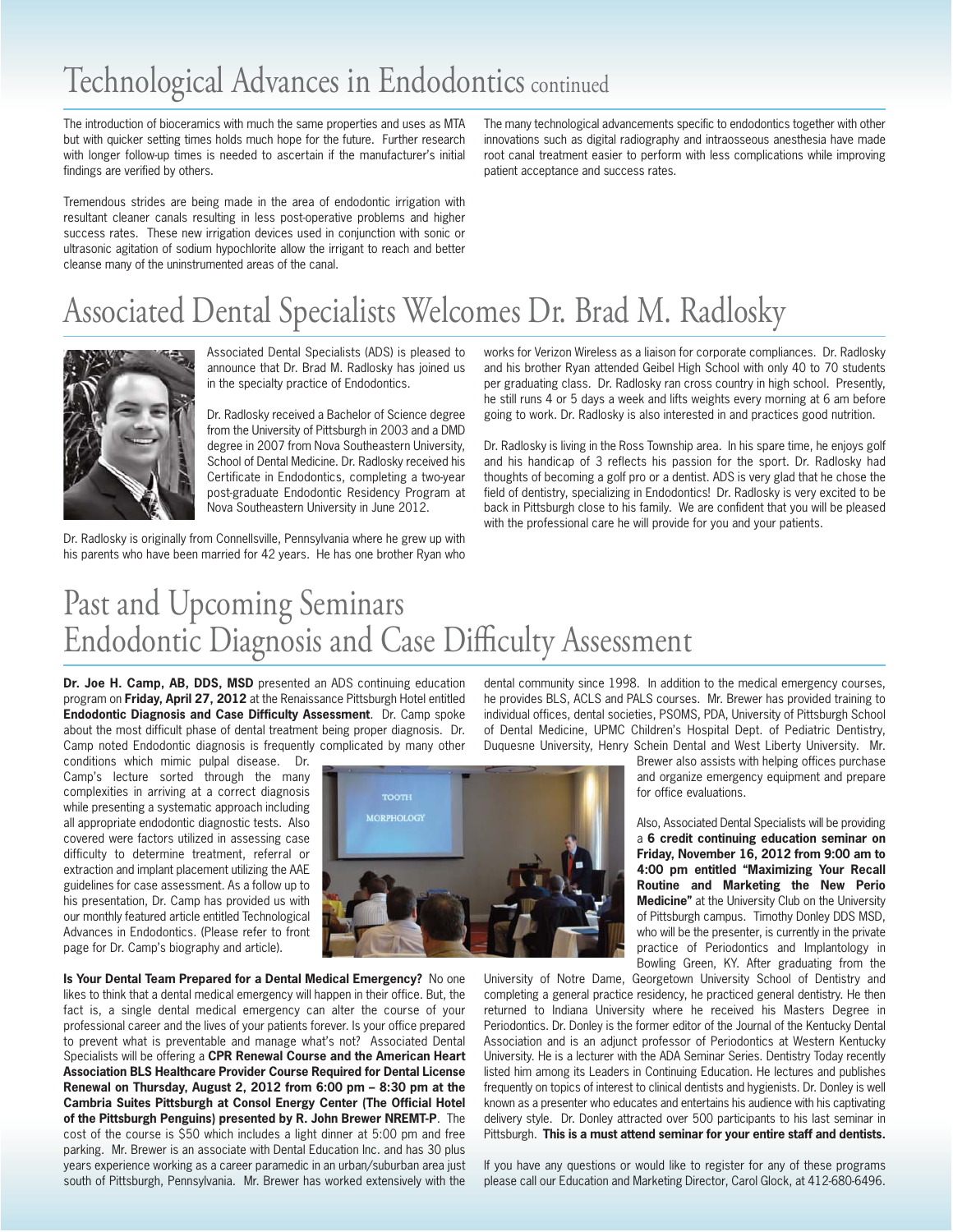# Technological Advances in Endodontics continued

The introduction of bioceramics with much the same properties and uses as MTA but with quicker setting times holds much hope for the future. Further research with longer follow-up times is needed to ascertain if the manufacturer's initial findings are verified by others.

Tremendous strides are being made in the area of endodontic irrigation with resultant cleaner canals resulting in less post-operative problems and higher success rates. These new irrigation devices used in conjunction with sonic or ultrasonic agitation of sodium hypochlorite allow the irrigant to reach and better cleanse many of the uninstrumented areas of the canal.

The many technological advancements specific to endodontics together with other innovations such as digital radiography and intraosseous anesthesia have made root canal treatment easier to perform with less complications while improving patient acceptance and success rates.

# Associated Dental Specialists Welcomes Dr. Brad M. Radlosky

Associated Dental Specialists (ADS) is pleased to announce that Dr. Brad M. Radlosky has joined us in the specialty practice of Endodontics.

Dr. Radlosky received a Bachelor of Science degree from the University of Pittsburgh in 2003 and a DMD degree in 2007 from Nova Southeastern University, School of Dental Medicine. Dr. Radlosky received his Certificate in Endodontics, completing a two-year post-graduate Endodontic Residency Program at Nova Southeastern University in June 2012.

Dr. Radlosky is originally from Connellsville, Pennsylvania where he grew up with his parents who have been married for 42 years. He has one brother Ryan who works for Verizon Wireless as a liaison for corporate compliances. Dr. Radlosky and his brother Ryan attended Geibel High School with only 40 to 70 students per graduating class. Dr. Radlosky ran cross country in high school. Presently, he still runs 4 or 5 days a week and lifts weights every morning at 6 am before going to work. Dr. Radlosky is also interested in and practices good nutrition.

Dr. Radlosky is living in the Ross Township area. In his spare time, he enjoys golf and his handicap of 3 reflects his passion for the sport. Dr. Radlosky had thoughts of becoming a golf pro or a dentist. ADS is very glad that he chose the field of dentistry, specializing in Endodontics! Dr. Radlosky is very excited to be back in Pittsburgh close to his family. We are confident that you will be pleased with the professional care he will provide for you and your patients.

# Past and Upcoming Seminars Endodontic Diagnosis and Case Difficulty Assessment

**Dr. Joe H. Camp, AB, DDS, MSD** presented an ADS continuing education program on **Friday, April 27, 2012** at the Renaissance Pittsburgh Hotel entitled **Endodontic Diagnosis and Case Difficulty Assessment**. Dr. Camp spoke about the most difficult phase of dental treatment being proper diagnosis. Dr. Camp noted Endodontic diagnosis is frequently complicated by many other conditions which mimic pulpal disease. Dr. Camp's lecture sorted through the many complexities in arriving at a correct diagnosis while presenting a systematic approach including all appropriate endodontic diagnostic tests. Also covered were factors utilized in assessing case difficulty to determine treatment, referral or extraction and implant placement utilizing the AAE guidelines for case assessment. As a follow up to his presentation, Dr. Camp has provided us with our monthly featured article entitled Technological Advances in Endodontics. (Please refer to front page for Dr. Camp's biography and article).

**Is Your Dental Team Prepared for a Dental Medical Emergency?** No one likes to think that a dental medical emergency will happen in their office. But, the fact is, a single dental medical emergency can alter the course of your professional career and the lives of your patients forever. Is your office prepared to prevent what is preventable and manage what's not? Associated Dental Specialists will be offering a **CPR Renewal Course and the American Heart Association BLS Healthcare Provider Course Required for Dental License Renewal on Thursday, August 2, 2012 from 6:00 pm – 8:30 pm at the Cambria Suites Pittsburgh at Consol Energy Center (The Official Hotel of the Pittsburgh Penguins) presented by R. John Brewer NREMT-P**. The cost of the course is $50 which includes a light dinner at 5:00 pm and free parking. Mr. Brewer is an associate with Dental Education Inc. and has 30 plus years experience working as a career paramedic in an urban/suburban area just south of Pittsburgh, Pennsylvania. Mr. Brewer has worked extensively with the dental community since 1998. In addition to the medical emergency courses, he provides BLS, ACLS and PALS courses. Mr. Brewer has provided training to individual offices, dental societies, PSOMS, PDA, University of Pittsburgh School of Dental Medicine, UPMC Children's Hospital Dept. of Pediatric Dentistry, Duquesne University, Henry Schein Dental and West Liberty University. Mr. Brewer also assists with helping offices purchase and organize emergency equipment and prepare for office evaluations.

Also, Associated Dental Specialists will be providing a **6 credit continuing education seminar on Friday, November 16, 2012 from 9:00 am to 4:00 pm entitled "Maximizing Your Recall Routine and Marketing the New Perio Medicine"** at the University Club on the University of Pittsburgh campus. Timothy Donley DDS MSD, who will be the presenter, is currently in the private practice of Periodontics and Implantology in Bowling Green, KY. After graduating from the University of Notre Dame, Georgetown University School of Dentistry and completing a general practice residency, he practiced general dentistry. He then returned to Indiana University where he received his Masters Degree in Periodontics. Dr. Donley is the former editor of the Journal of the Kentucky Dental Association and is an adjunct professor of Periodontics at Western Kentucky University. He is a lecturer with the ADA Seminar Series. Dentistry Today recently listed him among its Leaders in Continuing Education. He lectures and publishes frequently on topics of interest to clinical dentists and hygienists. Dr. Donley is well known as a presenter who educates and entertains his audience with his captivating delivery style. Dr. Donley attracted over 500 participants to his last seminar in Pittsburgh. **This is a must attend seminar for your entire staff and dentists.**

If you have any questions or would like to register for any of these programs please call our Education and Marketing Director, Carol Glock, at 412-680-6496.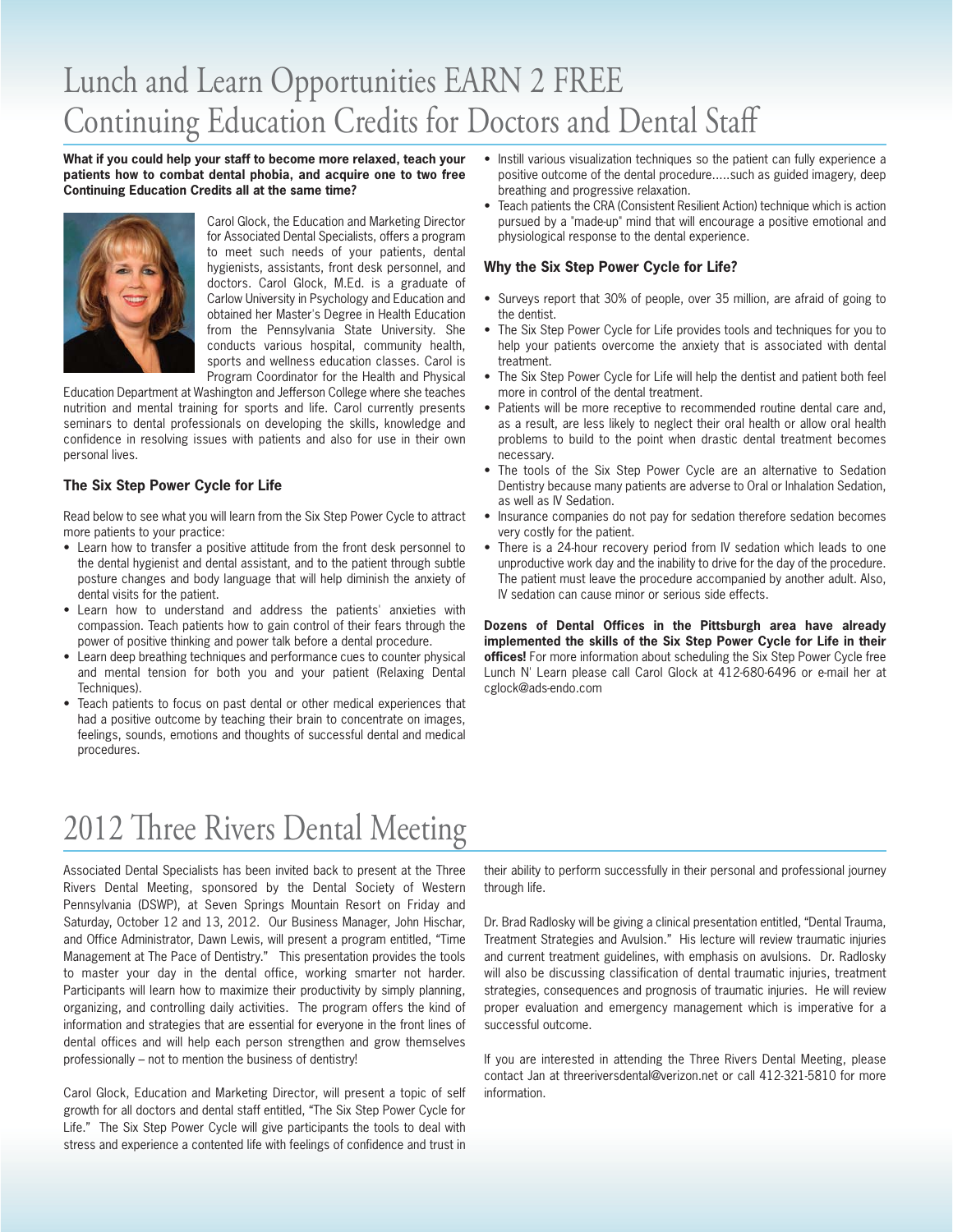# Lunch and Learn Opportunities EARN 2 FREE Continuing Education Credits for Doctors and Dental Staff

**What if you could help your staff to become more relaxed, teach your patients how to combat dental phobia, and acquire one to two free Continuing Education Credits all at the same time?**

Carol Glock, the Education and Marketing Director for Associated Dental Specialists, offers a program to meet such needs of your patients, dental hygienists, assistants, front desk personnel, and doctors. Carol Glock, M.Ed. is a graduate of Carlow University in Psychology and Education and obtained her Master's Degree in Health Education from the Pennsylvania State University. She conducts various hospital, community health, sports and wellness education classes. Carol is Program Coordinator for the Health and Physical Education Department at Washington and Jefferson College where she teaches nutrition and mental training for sports and life. Carol currently presents seminars to dental professionals on developing the skills, knowledge and confidence in resolving issues with patients and also for use in their own personal lives.

### The Six Step Power Cycle for Life

Read below to see what you will learn from the Six Step Power Cycle to attract more patients to your practice:

- Learn how to transfer a positive attitude from the front desk personnel to the dental hygienist and dental assistant, and to the patient through subtle posture changes and body language that will help diminish the anxiety of dental visits for the patient.
- Learn how to understand and address the patients' anxieties with compassion. Teach patients how to gain control of their fears through the power of positive thinking and power talk before a dental procedure.
- Learn deep breathing techniques and performance cues to counter physical and mental tension for both you and your patient (Relaxing Dental Techniques).
- Teach patients to focus on past dental or other medical experiences that had a positive outcome by teaching their brain to concentrate on images, feelings, sounds, emotions and thoughts of successful dental and medical procedures.
- Instill various visualization techniques so the patient can fully experience a positive outcome of the dental procedure.....such as guided imagery, deep breathing and progressive relaxation.
- Teach patients the CRA (Consistent Resilient Action) technique which is action pursued by a "made-up" mind that will encourage a positive emotional and physiological response to the dental experience.

### Why the Six Step Power Cycle for Life?

- Surveys report that 30% of people, over 35 million, are afraid of going to the dentist.
- The Six Step Power Cycle for Life provides tools and techniques for you to help your patients overcome the anxiety that is associated with dental treatment.
- The Six Step Power Cycle for Life will help the dentist and patient both feel more in control of the dental treatment.
- Patients will be more receptive to recommended routine dental care and, as a result, are less likely to neglect their oral health or allow oral health problems to build to the point when drastic dental treatment becomes necessary.
- The tools of the Six Step Power Cycle are an alternative to Sedation Dentistry because many patients are adverse to Oral or Inhalation Sedation, as well as IV Sedation.
- Insurance companies do not pay for sedation therefore sedation becomes very costly for the patient.
- There is a 24-hour recovery period from IV sedation which leads to one unproductive work day and the inability to drive for the day of the procedure. The patient must leave the procedure accompanied by another adult. Also, IV sedation can cause minor or serious side effects.

**Dozens of Dental Offices in the Pittsburgh area have already implemented the skills of the Six Step Power Cycle for Life in their offices!** For more information about scheduling the Six Step Power Cycle free Lunch N' Learn please call Carol Glock at 412-680-6496 or e-mail her at cglock@ads-endo.com

# 2012 Three Rivers Dental Meeting

Associated Dental Specialists has been invited back to present at the Three Rivers Dental Meeting, sponsored by the Dental Society of Western Pennsylvania (DSWP), at Seven Springs Mountain Resort on Friday and Saturday, October 12 and 13, 2012. Our Business Manager, John Hischar, and Office Administrator, Dawn Lewis, will present a program entitled, "Time Management at The Pace of Dentistry." This presentation provides the tools to master your day in the dental office, working smarter not harder. Participants will learn how to maximize their productivity by simply planning, organizing, and controlling daily activities. The program offers the kind of information and strategies that are essential for everyone in the front lines of dental offices and will help each person strengthen and grow themselves professionally – not to mention the business of dentistry!

Carol Glock, Education and Marketing Director, will present a topic of self growth for all doctors and dental staff entitled, "The Six Step Power Cycle for Life." The Six Step Power Cycle will give participants the tools to deal with stress and experience a contented life with feelings of confidence and trust in their ability to perform successfully in their personal and professional journey through life.

Dr. Brad Radlosky will be giving a clinical presentation entitled, "Dental Trauma, Treatment Strategies and Avulsion." His lecture will review traumatic injuries and current treatment guidelines, with emphasis on avulsions. Dr. Radlosky will also be discussing classification of dental traumatic injuries, treatment strategies, consequences and prognosis of traumatic injuries. He will review proper evaluation and emergency management which is imperative for a successful outcome.

If you are interested in attending the Three Rivers Dental Meeting, please contact Jan at threeriversdental@verizon.net or call 412-321-5810 for more information.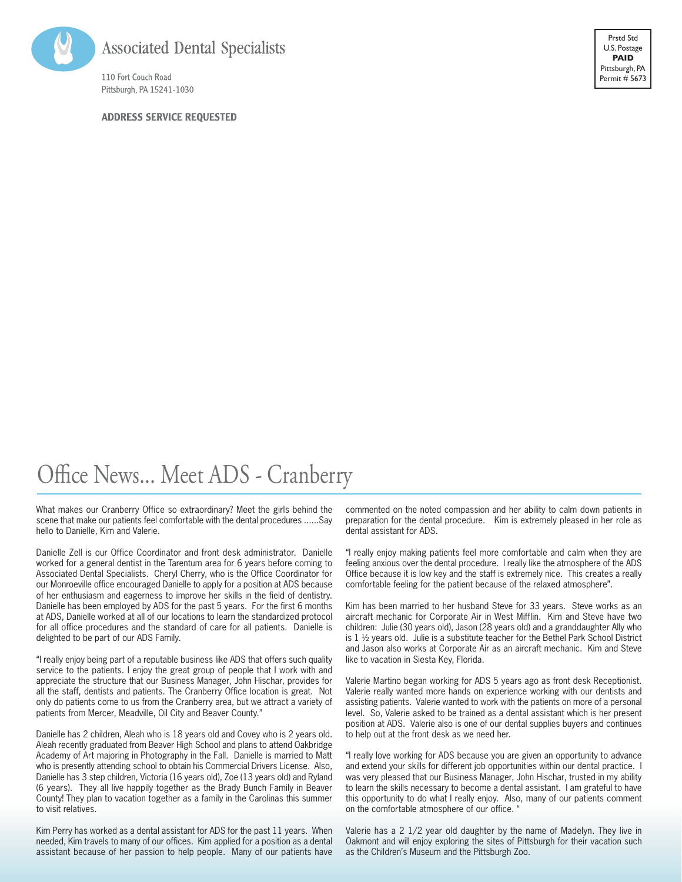Associated Dental Specialists

110 Fort Couch Road
Pittsburgh, PA 15241-1030

**ADDRESS SERVICE REQUESTED**

Prstd Std
U.S. Postage
**PAID**
Pittsburgh, PA
Permit # 5673

# Office News... Meet ADS - Cranberry

What makes our Cranberry Office so extraordinary? Meet the girls behind the scene that make our patients feel comfortable with the dental procedures ......Say hello to Danielle, Kim and Valerie.

Danielle Zell is our Office Coordinator and front desk administrator. Danielle worked for a general dentist in the Tarentum area for 6 years before coming to Associated Dental Specialists. Cheryl Cherry, who is the Office Coordinator for our Monroeville office encouraged Danielle to apply for a position at ADS because of her enthusiasm and eagerness to improve her skills in the field of dentistry. Danielle has been employed by ADS for the past 5 years. For the first 6 months at ADS, Danielle worked at all of our locations to learn the standardized protocol for all office procedures and the standard of care for all patients. Danielle is delighted to be part of our ADS Family.

"I really enjoy being part of a reputable business like ADS that offers such quality service to the patients. I enjoy the great group of people that I work with and appreciate the structure that our Business Manager, John Hischar, provides for all the staff, dentists and patients. The Cranberry Office location is great. Not only do patients come to us from the Cranberry area, but we attract a variety of patients from Mercer, Meadville, Oil City and Beaver County."

Danielle has 2 children, Aleah who is 18 years old and Covey who is 2 years old. Aleah recently graduated from Beaver High School and plans to attend Oakbridge Academy of Art majoring in Photography in the Fall. Danielle is married to Matt who is presently attending school to obtain his Commercial Drivers License. Also, Danielle has 3 step children, Victoria (16 years old), Zoe (13 years old) and Ryland (6 years). They all live happily together as the Brady Bunch Family in Beaver County! They plan to vacation together as a family in the Carolinas this summer to visit relatives.

Kim Perry has worked as a dental assistant for ADS for the past 11 years. When needed, Kim travels to many of our offices. Kim applied for a position as a dental assistant because of her passion to help people. Many of our patients have commented on the noted compassion and her ability to calm down patients in preparation for the dental procedure. Kim is extremely pleased in her role as dental assistant for ADS.

"I really enjoy making patients feel more comfortable and calm when they are feeling anxious over the dental procedure. I really like the atmosphere of the ADS Office because it is low key and the staff is extremely nice. This creates a really comfortable feeling for the patient because of the relaxed atmosphere".

Kim has been married to her husband Steve for 33 years. Steve works as an aircraft mechanic for Corporate Air in West Mifflin. Kim and Steve have two children: Julie (30 years old), Jason (28 years old) and a granddaughter Ally who is 1 ½ years old. Julie is a substitute teacher for the Bethel Park School District and Jason also works at Corporate Air as an aircraft mechanic. Kim and Steve like to vacation in Siesta Key, Florida.

Valerie Martino began working for ADS 5 years ago as front desk Receptionist. Valerie really wanted more hands on experience working with our dentists and assisting patients. Valerie wanted to work with the patients on more of a personal level. So, Valerie asked to be trained as a dental assistant which is her present position at ADS. Valerie also is one of our dental supplies buyers and continues to help out at the front desk as we need her.

"I really love working for ADS because you are given an opportunity to advance and extend your skills for different job opportunities within our dental practice. I was very pleased that our Business Manager, John Hischar, trusted in my ability to learn the skills necessary to become a dental assistant. I am grateful to have this opportunity to do what I really enjoy. Also, many of our patients comment on the comfortable atmosphere of our office. "

Valerie has a 2 1/2 year old daughter by the name of Madelyn. They live in Oakmont and will enjoy exploring the sites of Pittsburgh for their vacation such as the Children's Museum and the Pittsburgh Zoo.